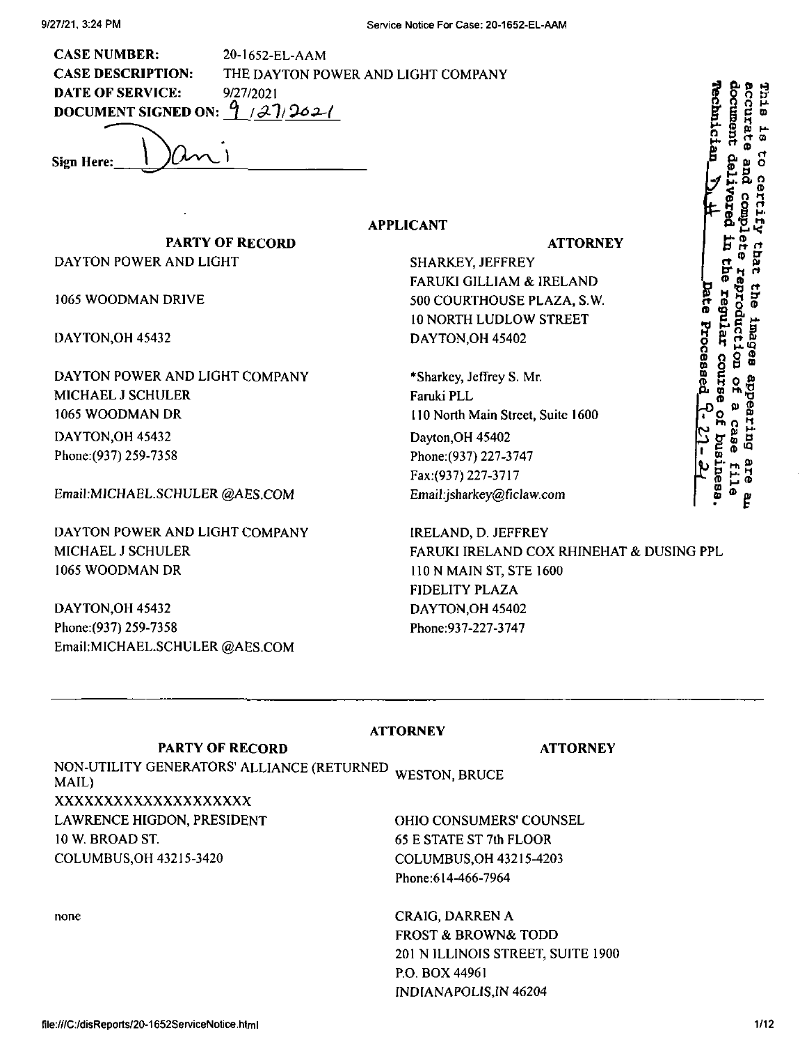**CASE NUMBER:** 20-1652-EL-AAM
**CASE DESCRIPTION:** THE DAYTON POWER AND LIGHT COMPANY
**DATE OF SERVICE:** 9/27/2021
**DOCUMENT SIGNED ON:** 9/27/2021

Sign Here: Dani

This is to certify that the images appearing are an accurate and complete reproduction of a case file document delivered in the regular course of business. Technician DH Date Processed 9-27-21

## APPLICANT

| PARTY OF RECORD | ATTORNEY |
|---|---|
| DAYTON POWER AND LIGHT<br><br>1065 WOODMAN DRIVE<br><br>DAYTON,OH 45432 | SHARKEY, JEFFREY<br>FARUKI GILLIAM & IRELAND<br>500 COURTHOUSE PLAZA, S.W.<br>10 NORTH LUDLOW STREET<br>DAYTON,OH 45402 |
| DAYTON POWER AND LIGHT COMPANY<br>MICHAEL J SCHULER<br>1065 WOODMAN DR<br>DAYTON,OH 45432<br>Phone:(937) 259-7358<br><br>Email:MICHAEL.SCHULER @AES.COM | *Sharkey, Jeffrey S. Mr.<br>Faruki PLL<br>110 North Main Street, Suite 1600<br>Dayton,OH 45402<br>Phone:(937) 227-3747<br>Fax:(937) 227-3717<br>Email:jsharkey@ficlaw.com |
| DAYTON POWER AND LIGHT COMPANY<br>MICHAEL J SCHULER<br>1065 WOODMAN DR<br><br>DAYTON,OH 45432<br>Phone:(937) 259-7358<br>Email:MICHAEL.SCHULER @AES.COM | IRELAND, D. JEFFREY<br>FARUKI IRELAND COX RHINEHAT & DUSING PPL<br>110 N MAIN ST, STE 1600<br>FIDELITY PLAZA<br>DAYTON,OH 45402<br>Phone:937-227-3747 |

## ATTORNEY

| PARTY OF RECORD | ATTORNEY |
|---|---|
| NON-UTILITY GENERATORS' ALLIANCE (RETURNED MAIL)<br>XXXXXXXXXXXXXXXXXXXX<br>LAWRENCE HIGDON, PRESIDENT<br>10 W. BROAD ST.<br>COLUMBUS,OH 43215-3420 | WESTON, BRUCE<br><br>OHIO CONSUMERS' COUNSEL<br>65 E STATE ST 7th FLOOR<br>COLUMBUS,OH 43215-4203<br>Phone:614-466-7964 |
| none | CRAIG, DARREN A<br>FROST & BROWN& TODD<br>201 N ILLINOIS STREET, SUITE 1900<br>P.O. BOX 44961<br>INDIANAPOLIS,IN 46204 |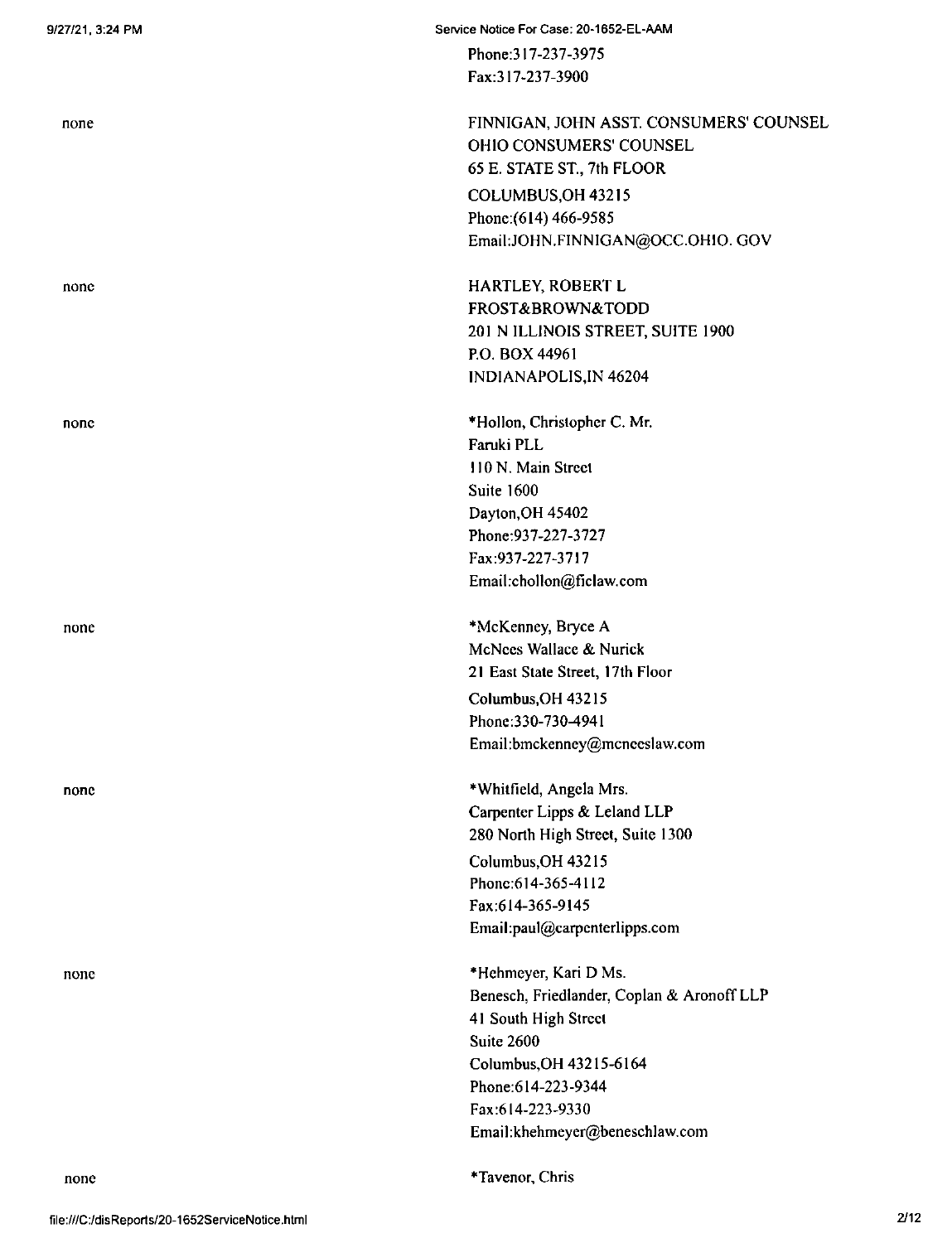Phone:317-237-3975
Fax:317-237-3900

| | |
|---|---|
| none | FINNIGAN, JOHN ASST. CONSUMERS' COUNSEL<br>OHIO CONSUMERS' COUNSEL<br>65 E. STATE ST., 7th FLOOR<br>COLUMBUS,OH 43215<br>Phone:(614) 466-9585<br>Email:JOHN.FINNIGAN@OCC.OHIO. GOV |
| none | HARTLEY, ROBERT L<br>FROST&BROWN&TODD<br>201 N ILLINOIS STREET, SUITE 1900<br>P.O. BOX 44961<br>INDIANAPOLIS,IN 46204 |
| none | *Hollon, Christopher C. Mr.<br>Faruki PLL<br>110 N. Main Street<br>Suite 1600<br>Dayton,OH 45402<br>Phone:937-227-3727<br>Fax:937-227-3717<br>Email:chollon@ficlaw.com |
| none | *McKenney, Bryce A<br>McNees Wallace & Nurick<br>21 East State Street, 17th Floor<br>Columbus,OH 43215<br>Phone:330-730-4941<br>Email:bmckenney@mcneeslaw.com |
| none | *Whitfield, Angela Mrs.<br>Carpenter Lipps & Leland LLP<br>280 North High Street, Suite 1300<br>Columbus,OH 43215<br>Phone:614-365-4112<br>Fax:614-365-9145<br>Email:paul@carpenterlipps.com |
| none | *Hehmeyer, Kari D Ms.<br>Benesch, Friedlander, Coplan & Aronoff LLP<br>41 South High Street<br>Suite 2600<br>Columbus,OH 43215-6164<br>Phone:614-223-9344<br>Fax:614-223-9330<br>Email:khehmeyer@beneschlaw.com |
| none | *Tavenor, Chris |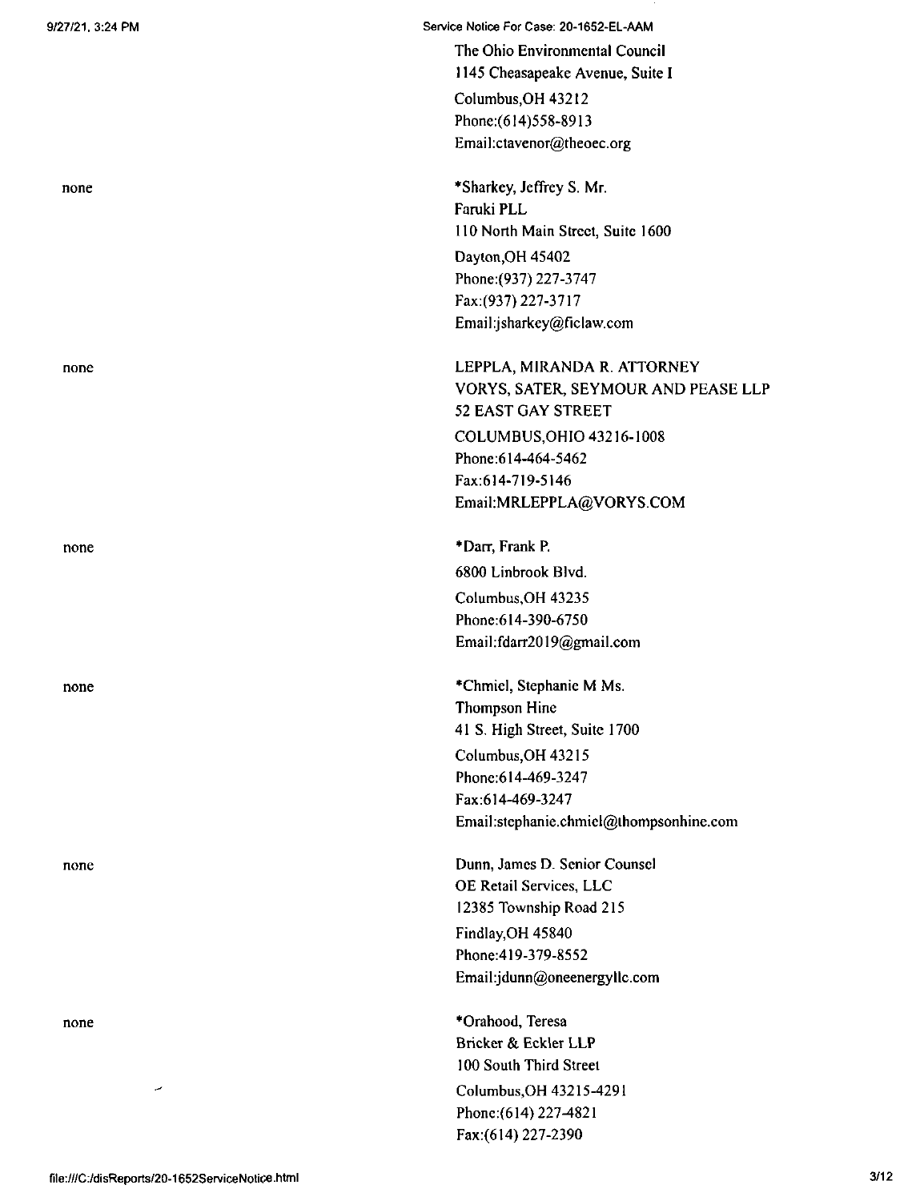The Ohio Environmental Council
1145 Cheasapeake Avenue, Suite I
Columbus,OH 43212
Phone:(614)558-8913
Email:ctavenor@theoec.org

| | |
|---|---|
| none | *Sharkey, Jeffrey S. Mr.<br>Faruki PLL<br>110 North Main Street, Suite 1600<br>Dayton,OH 45402<br>Phone:(937) 227-3747<br>Fax:(937) 227-3717<br>Email:jsharkey@ficlaw.com |
| none | LEPPLA, MIRANDA R. ATTORNEY<br>VORYS, SATER, SEYMOUR AND PEASE LLP<br>52 EAST GAY STREET<br>COLUMBUS,OHIO 43216-1008<br>Phone:614-464-5462<br>Fax:614-719-5146<br>Email:MRLEPPLA@VORYS.COM |
| none | *Darr, Frank P.<br>6800 Linbrook Blvd.<br>Columbus,OH 43235<br>Phone:614-390-6750<br>Email:fdarr2019@gmail.com |
| none | *Chmiel, Stephanie M Ms.<br>Thompson Hine<br>41 S. High Street, Suite 1700<br>Columbus,OH 43215<br>Phone:614-469-3247<br>Fax:614-469-3247<br>Email:stephanie.chmiel@thompsonhine.com |
| none | Dunn, James D. Senior Counsel<br>OE Retail Services, LLC<br>12385 Township Road 215<br>Findlay,OH 45840<br>Phone:419-379-8552<br>Email:jdunn@oneenergyllc.com |
| none | *Orahood, Teresa<br>Bricker & Eckler LLP<br>100 South Third Street<br>Columbus,OH 43215-4291<br>Phone:(614) 227-4821<br>Fax:(614) 227-2390 |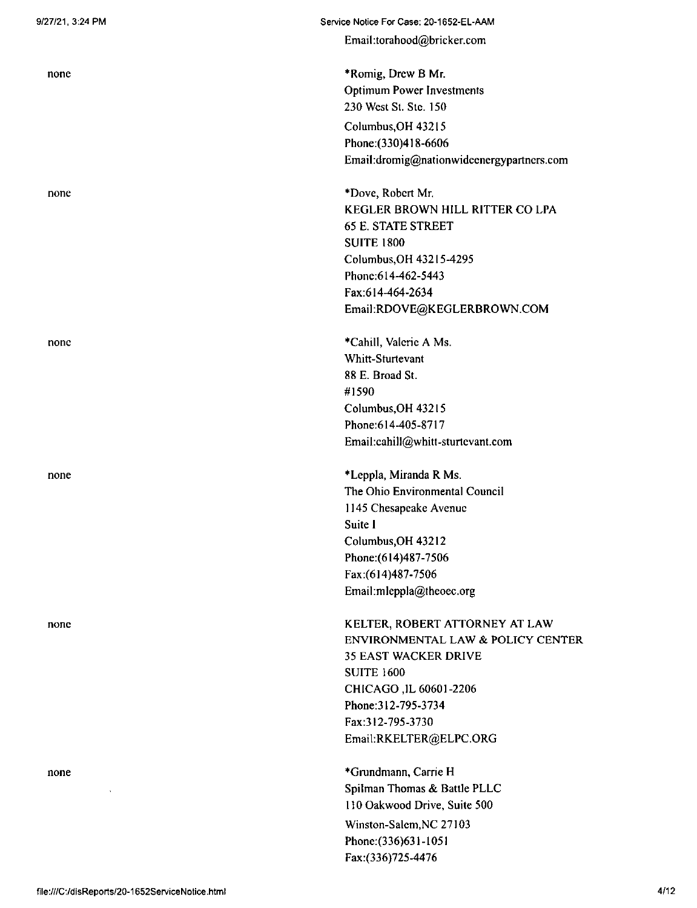Email:torahood@bricker.com

| | |
|---|---|
| none | *Romig, Drew B Mr.<br>Optimum Power Investments<br>230 West St. Ste. 150<br>Columbus,OH 43215<br>Phone:(330)418-6606<br>Email:dromig@nationwideenergypartners.com |
| none | *Dove, Robert Mr.<br>KEGLER BROWN HILL RITTER CO LPA<br>65 E. STATE STREET<br>SUITE 1800<br>Columbus,OH 43215-4295<br>Phone:614-462-5443<br>Fax:614-464-2634<br>Email:RDOVE@KEGLERBROWN.COM |
| none | *Cahill, Valerie A Ms.<br>Whitt-Sturtevant<br>88 E. Broad St.<br>#1590<br>Columbus,OH 43215<br>Phone:614-405-8717<br>Email:cahill@whitt-sturtevant.com |
| none | *Leppla, Miranda R Ms.<br>The Ohio Environmental Council<br>1145 Chesapeake Avenue<br>Suite I<br>Columbus,OH 43212<br>Phone:(614)487-7506<br>Fax:(614)487-7506<br>Email:mleppla@theoec.org |
| none | KELTER, ROBERT ATTORNEY AT LAW<br>ENVIRONMENTAL LAW & POLICY CENTER<br>35 EAST WACKER DRIVE<br>SUITE 1600<br>CHICAGO ,IL 60601-2206<br>Phone:312-795-3734<br>Fax:312-795-3730<br>Email:RKELTER@ELPC.ORG |
| none | *Grundmann, Carrie H<br>Spilman Thomas & Battle PLLC<br>110 Oakwood Drive, Suite 500<br>Winston-Salem,NC 27103<br>Phone:(336)631-1051<br>Fax:(336)725-4476 |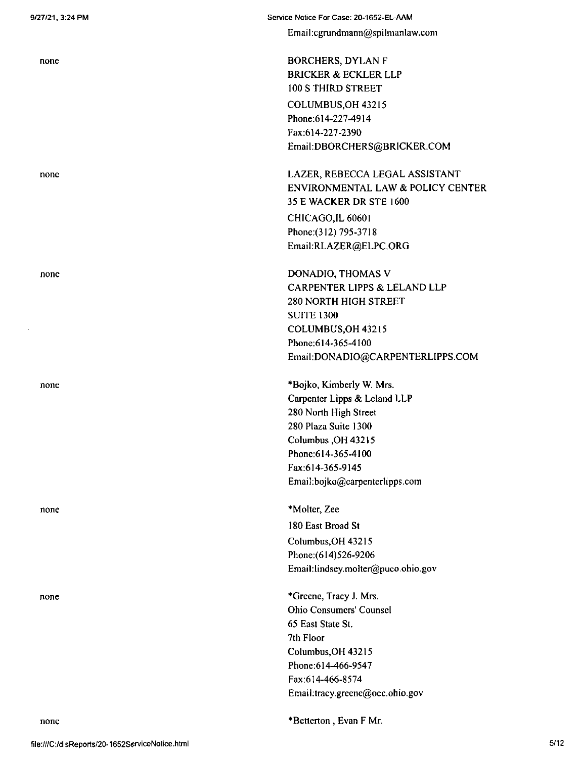Email:cgrundmann@spilmanlaw.com

| | |
|---|---|
| none | BORCHERS, DYLAN F<br>BRICKER & ECKLER LLP<br>100 S THIRD STREET<br>COLUMBUS,OH 43215<br>Phone:614-227-4914<br>Fax:614-227-2390<br>Email:DBORCHERS@BRICKER.COM |
| none | LAZER, REBECCA LEGAL ASSISTANT<br>ENVIRONMENTAL LAW & POLICY CENTER<br>35 E WACKER DR STE 1600<br>CHICAGO,IL 60601<br>Phone:(312) 795-3718<br>Email:RLAZER@ELPC.ORG |
| none | DONADIO, THOMAS V<br>CARPENTER LIPPS & LELAND LLP<br>280 NORTH HIGH STREET<br>SUITE 1300<br>COLUMBUS,OH 43215<br>Phone:614-365-4100<br>Email:DONADIO@CARPENTERLIPPS.COM |
| none | *Bojko, Kimberly W. Mrs.<br>Carpenter Lipps & Leland LLP<br>280 North High Street<br>280 Plaza Suite 1300<br>Columbus ,OH 43215<br>Phone:614-365-4100<br>Fax:614-365-9145<br>Email:bojko@carpenterlipps.com |
| none | *Molter, Zee<br>180 East Broad St<br>Columbus,OH 43215<br>Phone:(614)526-9206<br>Email:lindsey.molter@puco.ohio.gov |
| none | *Greene, Tracy J. Mrs.<br>Ohio Consumers' Counsel<br>65 East State St.<br>7th Floor<br>Columbus,OH 43215<br>Phone:614-466-9547<br>Fax:614-466-8574<br>Email:tracy.greene@occ.ohio.gov |
| none | *Betterton , Evan F Mr. |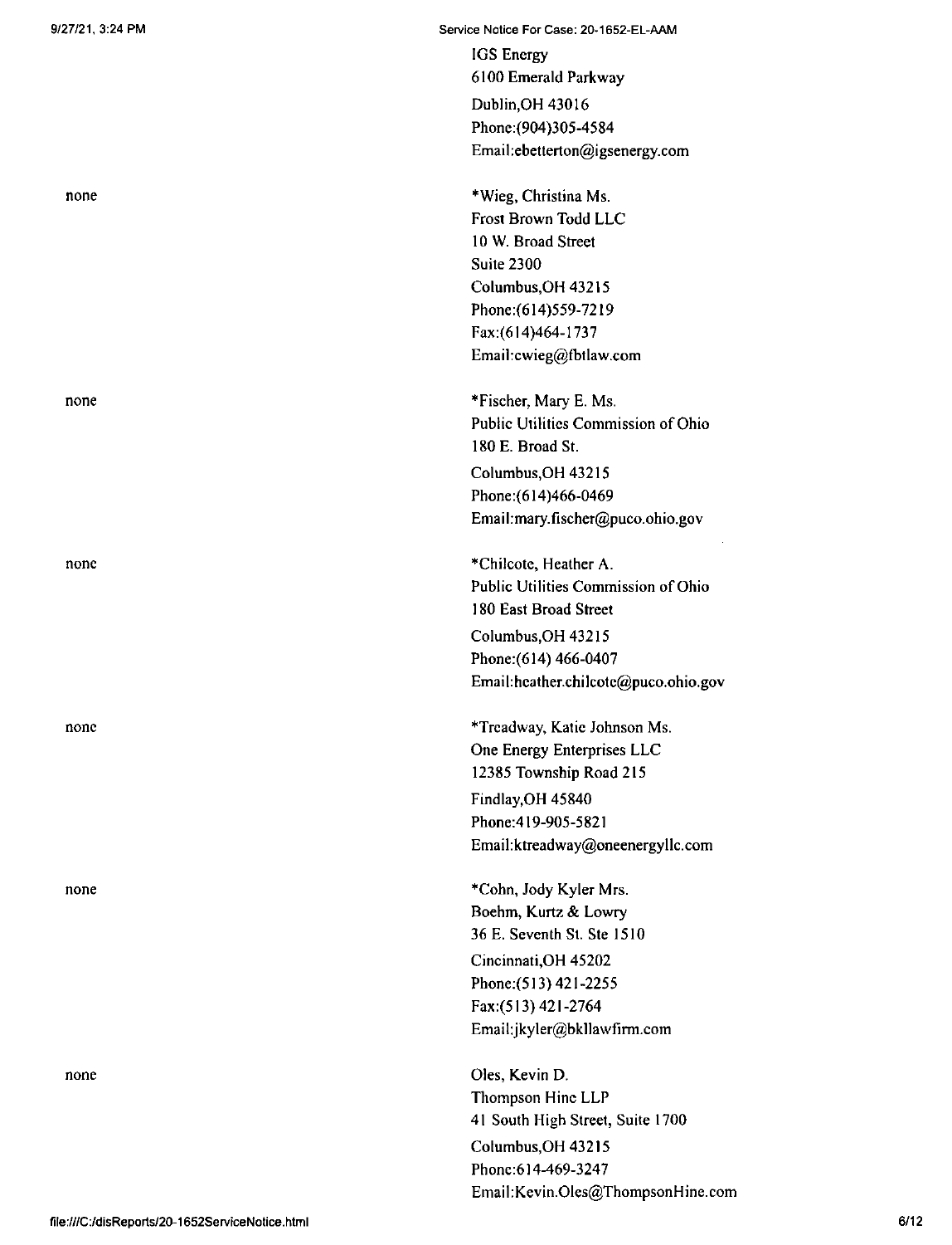IGS Energy
6100 Emerald Parkway
Dublin,OH 43016
Phone:(904)305-4584
Email:ebetterton@igsenergy.com

| | |
|---|---|
| none | *Wieg, Christina Ms.<br>Frost Brown Todd LLC<br>10 W. Broad Street<br>Suite 2300<br>Columbus,OH 43215<br>Phone:(614)559-7219<br>Fax:(614)464-1737<br>Email:cwieg@fbtlaw.com |
| none | *Fischer, Mary E. Ms.<br>Public Utilities Commission of Ohio<br>180 E. Broad St.<br>Columbus,OH 43215<br>Phone:(614)466-0469<br>Email:mary.fischer@puco.ohio.gov |
| none | *Chilcote, Heather A.<br>Public Utilities Commission of Ohio<br>180 East Broad Street<br>Columbus,OH 43215<br>Phone:(614) 466-0407<br>Email:heather.chilcote@puco.ohio.gov |
| none | *Treadway, Katie Johnson Ms.<br>One Energy Enterprises LLC<br>12385 Township Road 215<br>Findlay,OH 45840<br>Phone:419-905-5821<br>Email:ktreadway@oneenergyllc.com |
| none | *Cohn, Jody Kyler Mrs.<br>Boehm, Kurtz & Lowry<br>36 E. Seventh St. Ste 1510<br>Cincinnati,OH 45202<br>Phone:(513) 421-2255<br>Fax:(513) 421-2764<br>Email:jkyler@bkllawfirm.com |
| none | Oles, Kevin D.<br>Thompson Hine LLP<br>41 South High Street, Suite 1700<br>Columbus,OH 43215<br>Phone:614-469-3247<br>Email:Kevin.Oles@ThompsonHine.com |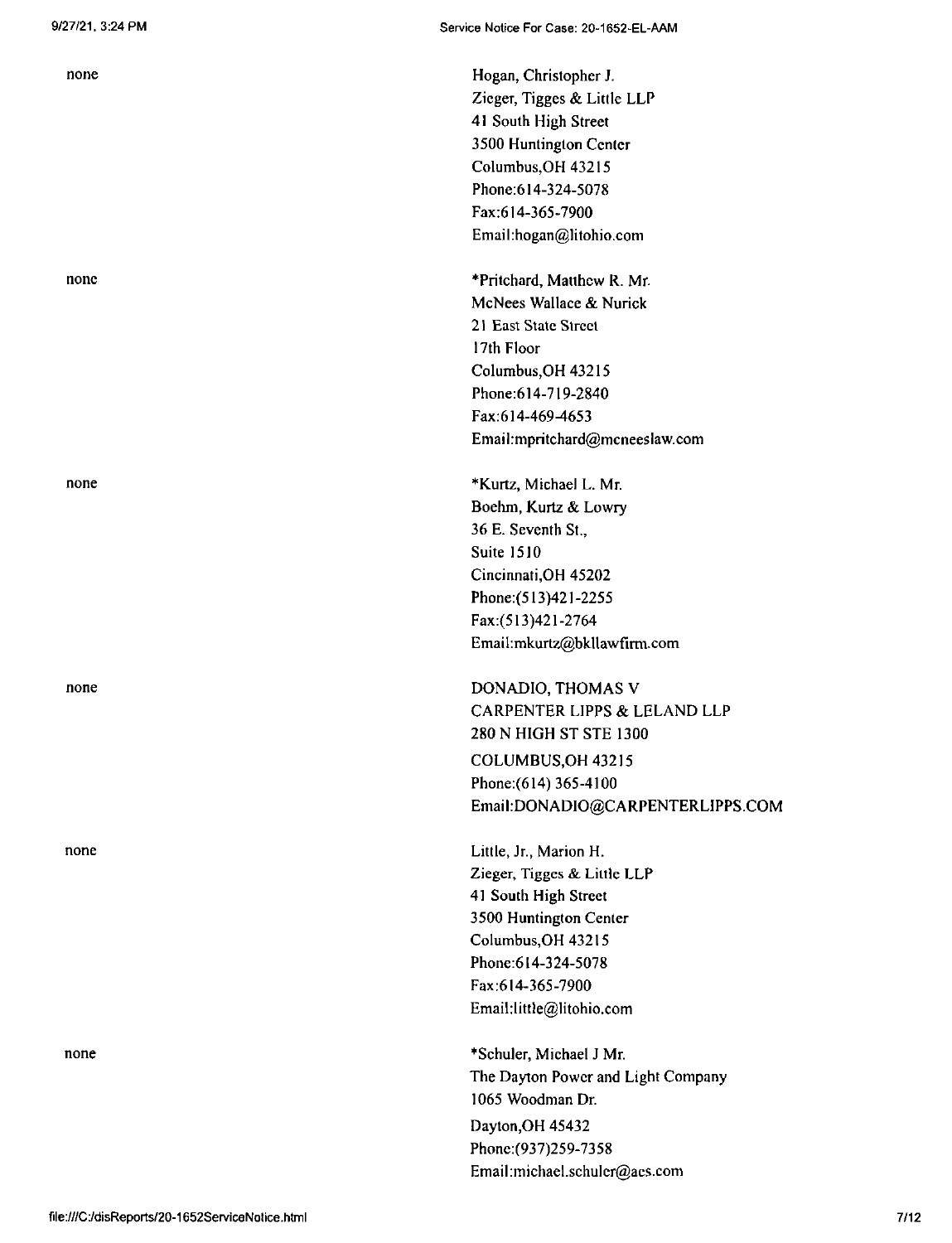| | |
|---|---|
| none | Hogan, Christopher J.<br>Zieger, Tigges & Little LLP<br>41 South High Street<br>3500 Huntington Center<br>Columbus,OH 43215<br>Phone:614-324-5078<br>Fax:614-365-7900<br>Email:hogan@litohio.com |
| none | *Pritchard, Matthew R. Mr.<br>McNees Wallace & Nurick<br>21 East State Street<br>17th Floor<br>Columbus,OH 43215<br>Phone:614-719-2840<br>Fax:614-469-4653<br>Email:mpritchard@mcneeslaw.com |
| none | *Kurtz, Michael L. Mr.<br>Boehm, Kurtz & Lowry<br>36 E. Seventh St.,<br>Suite 1510<br>Cincinnati,OH 45202<br>Phone:(513)421-2255<br>Fax:(513)421-2764<br>Email:mkurtz@bkllawfirm.com |
| none | DONADIO, THOMAS V<br>CARPENTER LIPPS & LELAND LLP<br>280 N HIGH ST STE 1300<br>COLUMBUS,OH 43215<br>Phone:(614) 365-4100<br>Email:DONADIO@CARPENTERLIPPS.COM |
| none | Little, Jr., Marion H.<br>Zieger, Tigges & Little LLP<br>41 South High Street<br>3500 Huntington Center<br>Columbus,OH 43215<br>Phone:614-324-5078<br>Fax:614-365-7900<br>Email:little@litohio.com |
| none | *Schuler, Michael J Mr.<br>The Dayton Power and Light Company<br>1065 Woodman Dr.<br>Dayton,OH 45432<br>Phone:(937)259-7358<br>Email:michael.schuler@aes.com |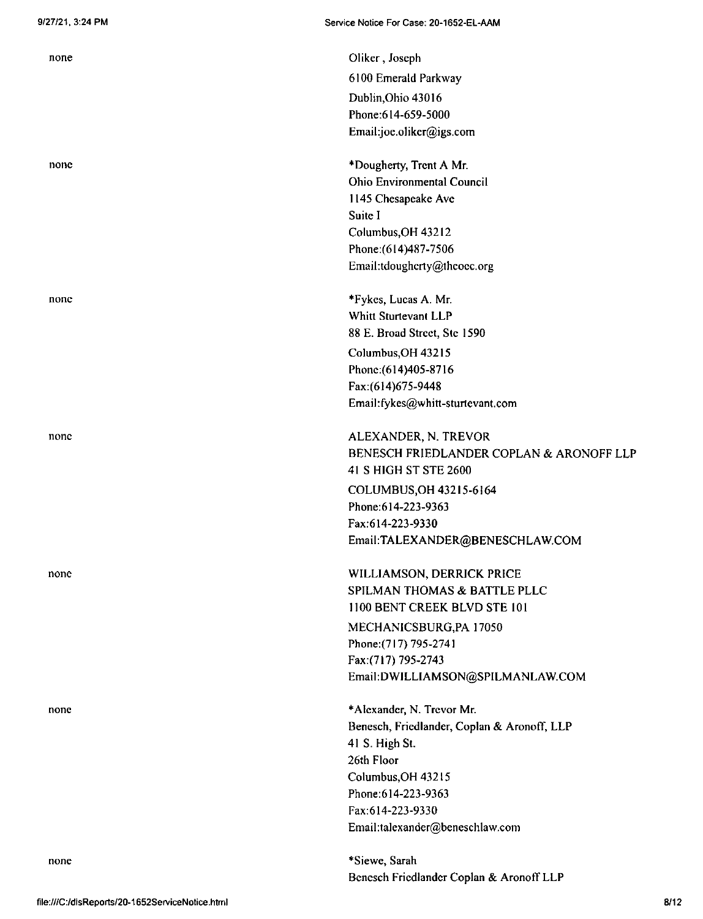| | |
|---|---|
| none | Oliker , Joseph<br>6100 Emerald Parkway<br>Dublin,Ohio 43016<br>Phone:614-659-5000<br>Email:joe.oliker@igs.com |
| none | *Dougherty, Trent A Mr.<br>Ohio Environmental Council<br>1145 Chesapeake Ave<br>Suite I<br>Columbus,OH 43212<br>Phone:(614)487-7506<br>Email:tdougherty@theoec.org |
| none | *Fykes, Lucas A. Mr.<br>Whitt Sturtevant LLP<br>88 E. Broad Street, Ste 1590<br>Columbus,OH 43215<br>Phone:(614)405-8716<br>Fax:(614)675-9448<br>Email:fykes@whitt-sturtevant.com |
| none | ALEXANDER, N. TREVOR<br>BENESCH FRIEDLANDER COPLAN & ARONOFF LLP<br>41 S HIGH ST STE 2600<br>COLUMBUS,OH 43215-6164<br>Phone:614-223-9363<br>Fax:614-223-9330<br>Email:TALEXANDER@BENESCHLAW.COM |
| none | WILLIAMSON, DERRICK PRICE<br>SPILMAN THOMAS & BATTLE PLLC<br>1100 BENT CREEK BLVD STE 101<br>MECHANICSBURG,PA 17050<br>Phone:(717) 795-2741<br>Fax:(717) 795-2743<br>Email:DWILLIAMSON@SPILMANLAW.COM |
| none | *Alexander, N. Trevor Mr.<br>Benesch, Friedlander, Coplan & Aronoff, LLP<br>41 S. High St.<br>26th Floor<br>Columbus,OH 43215<br>Phone:614-223-9363<br>Fax:614-223-9330<br>Email:talexander@beneschlaw.com |
| none | *Siewe, Sarah<br>Benesch Friedlander Coplan & Aronoff LLP |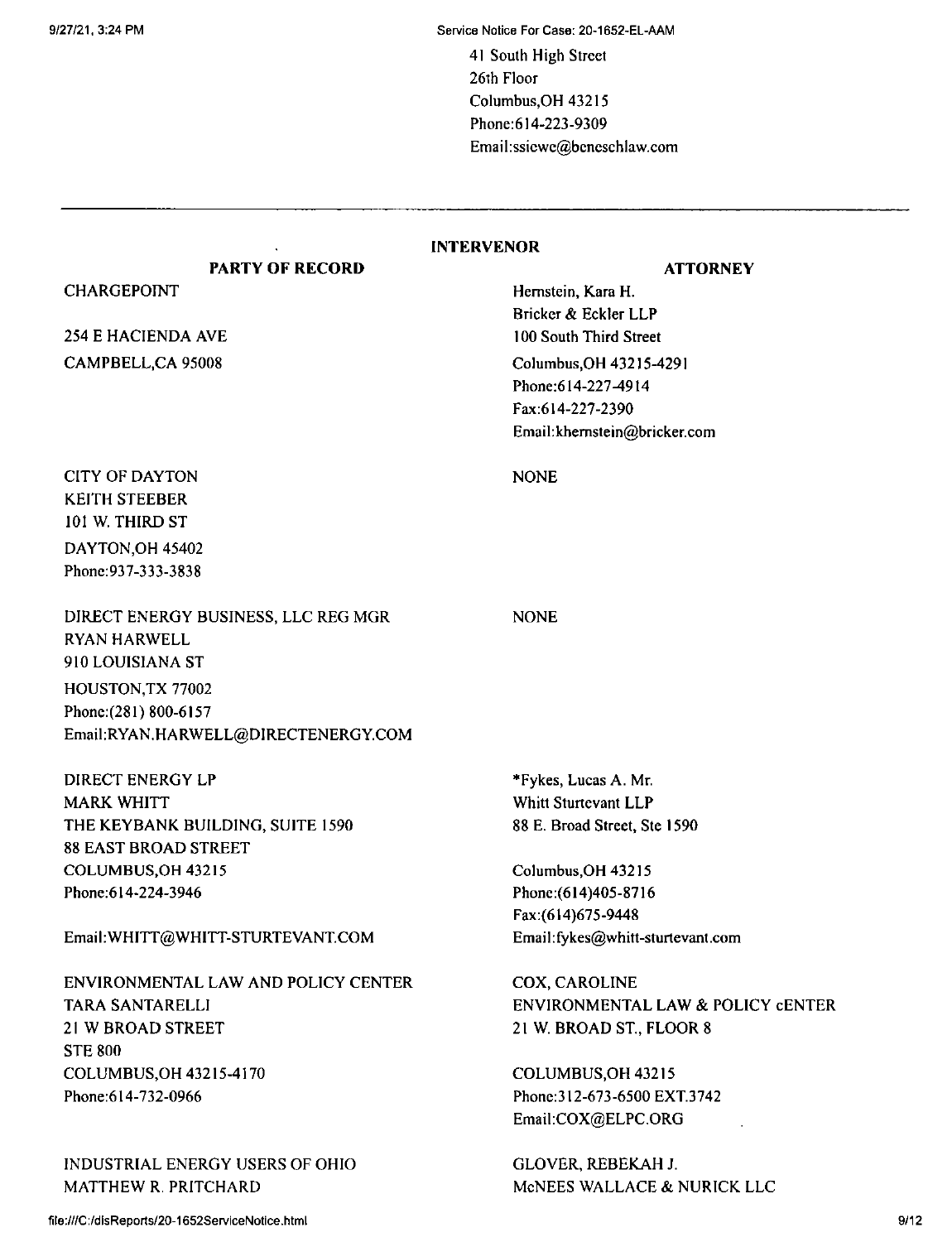41 South High Street
26th Floor
Columbus,OH 43215
Phone:614-223-9309
Email:ssiewe@beneschlaw.com

---

## INTERVENOR

| PARTY OF RECORD | ATTORNEY |
|---|---|
| CHARGEPOINT<br><br>254 E HACIENDA AVE<br>CAMPBELL,CA 95008 | Hernstein, Kara H.<br>Bricker & Eckler LLP<br>100 South Third Street<br>Columbus,OH 43215-4291<br>Phone:614-227-4914<br>Fax:614-227-2390<br>Email:khernstein@bricker.com |
| CITY OF DAYTON<br>KEITH STEEBER<br>101 W. THIRD ST<br>DAYTON,OH 45402<br>Phone:937-333-3838 | NONE |
| DIRECT ENERGY BUSINESS, LLC REG MGR<br>RYAN HARWELL<br>910 LOUISIANA ST<br>HOUSTON,TX 77002<br>Phone:(281) 800-6157<br>Email:RYAN.HARWELL@DIRECTENERGY.COM | NONE |
| DIRECT ENERGY LP<br>MARK WHITT<br>THE KEYBANK BUILDING, SUITE 1590<br>88 EAST BROAD STREET<br>COLUMBUS,OH 43215<br>Phone:614-224-3946<br><br>Email:WHITT@WHITT-STURTEVANT.COM | *Fykes, Lucas A. Mr.<br>Whitt Sturtevant LLP<br>88 E. Broad Street, Ste 1590<br><br>Columbus,OH 43215<br>Phone:(614)405-8716<br>Fax:(614)675-9448<br>Email:fykes@whitt-sturtevant.com |
| ENVIRONMENTAL LAW AND POLICY CENTER<br>TARA SANTARELLI<br>21 W BROAD STREET<br>STE 800<br>COLUMBUS,OH 43215-4170<br>Phone:614-732-0966 | COX, CAROLINE<br>ENVIRONMENTAL LAW & POLICY cENTER<br>21 W. BROAD ST., FLOOR 8<br><br>COLUMBUS,OH 43215<br>Phone:312-673-6500 EXT.3742<br>Email:COX@ELPC.ORG |
| INDUSTRIAL ENERGY USERS OF OHIO<br>MATTHEW R. PRITCHARD | GLOVER, REBEKAH J.<br>McNEES WALLACE & NURICK LLC |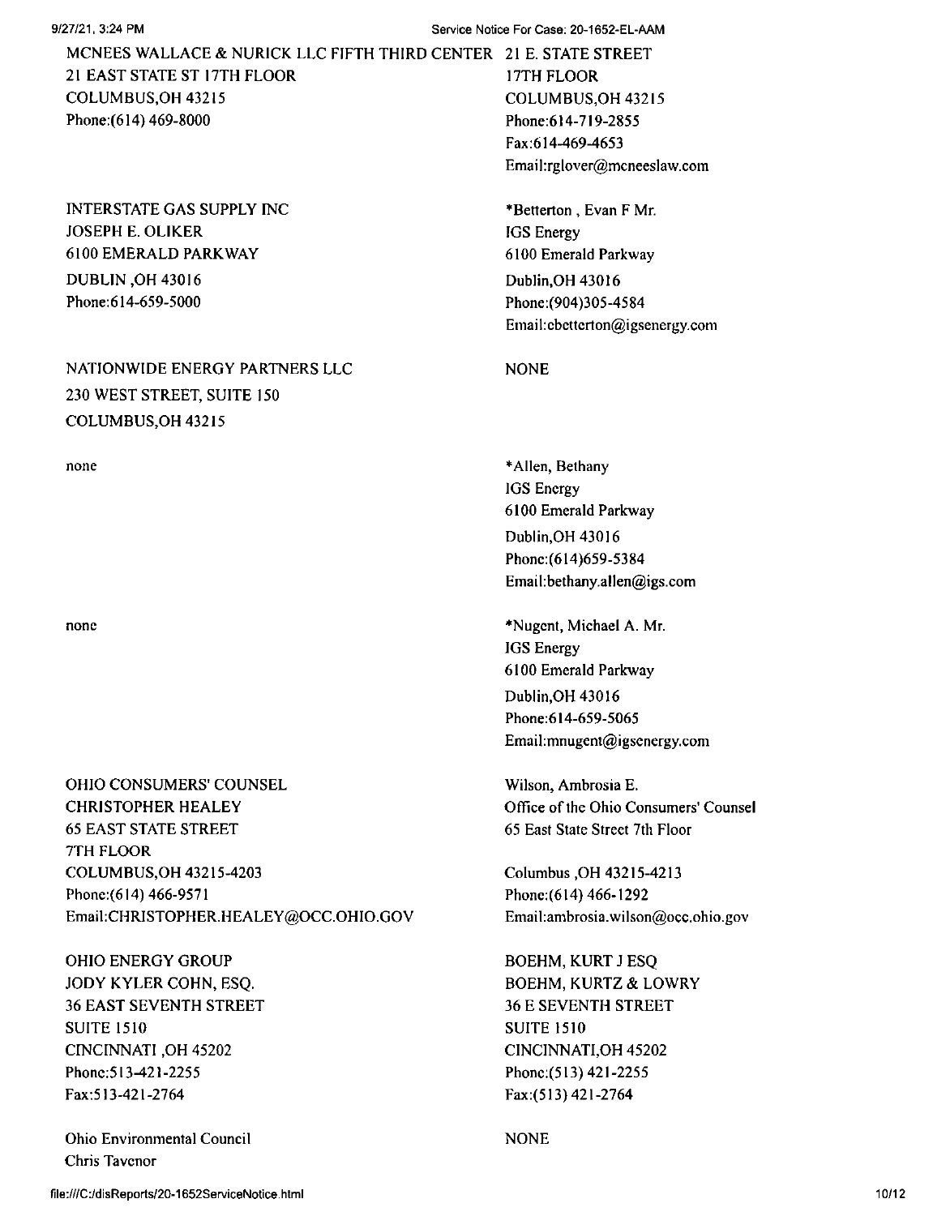| | |
|---|---|
| MCNEES WALLACE & NURICK LLC FIFTH THIRD CENTER<br>21 EAST STATE ST 17TH FLOOR<br>COLUMBUS,OH 43215<br>Phone:(614) 469-8000 | 21 E. STATE STREET<br>17TH FLOOR<br>COLUMBUS,OH 43215<br>Phone:614-719-2855<br>Fax:614-469-4653<br>Email:rglover@mcneeslaw.com |
| INTERSTATE GAS SUPPLY INC<br>JOSEPH E. OLIKER<br>6100 EMERALD PARKWAY<br>DUBLIN ,OH 43016<br>Phone:614-659-5000 | *Betterton , Evan F Mr.<br>IGS Energy<br>6100 Emerald Parkway<br>Dublin,OH 43016<br>Phone:(904)305-4584<br>Email:ebetterton@igsenergy.com |
| NATIONWIDE ENERGY PARTNERS LLC<br>230 WEST STREET, SUITE 150<br>COLUMBUS,OH 43215 | NONE |
| none | *Allen, Bethany<br>IGS Energy<br>6100 Emerald Parkway<br>Dublin,OH 43016<br>Phone:(614)659-5384<br>Email:bethany.allen@igs.com |
| none | *Nugent, Michael A. Mr.<br>IGS Energy<br>6100 Emerald Parkway<br>Dublin,OH 43016<br>Phone:614-659-5065<br>Email:mnugent@igsenergy.com |
| OHIO CONSUMERS' COUNSEL<br>CHRISTOPHER HEALEY<br>65 EAST STATE STREET<br>7TH FLOOR<br>COLUMBUS,OH 43215-4203<br>Phone:(614) 466-9571<br>Email:CHRISTOPHER.HEALEY@OCC.OHIO.GOV | Wilson, Ambrosia E.<br>Office of the Ohio Consumers' Counsel<br>65 East State Street 7th Floor<br>Columbus ,OH 43215-4213<br>Phone:(614) 466-1292<br>Email:ambrosia.wilson@occ.ohio.gov |
| OHIO ENERGY GROUP<br>JODY KYLER COHN, ESQ.<br>36 EAST SEVENTH STREET<br>SUITE 1510<br>CINCINNATI ,OH 45202<br>Phone:513-421-2255<br>Fax:513-421-2764 | BOEHM, KURT J ESQ<br>BOEHM, KURTZ & LOWRY<br>36 E SEVENTH STREET<br>SUITE 1510<br>CINCINNATI,OH 45202<br>Phone:(513) 421-2255<br>Fax:(513) 421-2764 |
| Ohio Environmental Council<br>Chris Tavenor | NONE |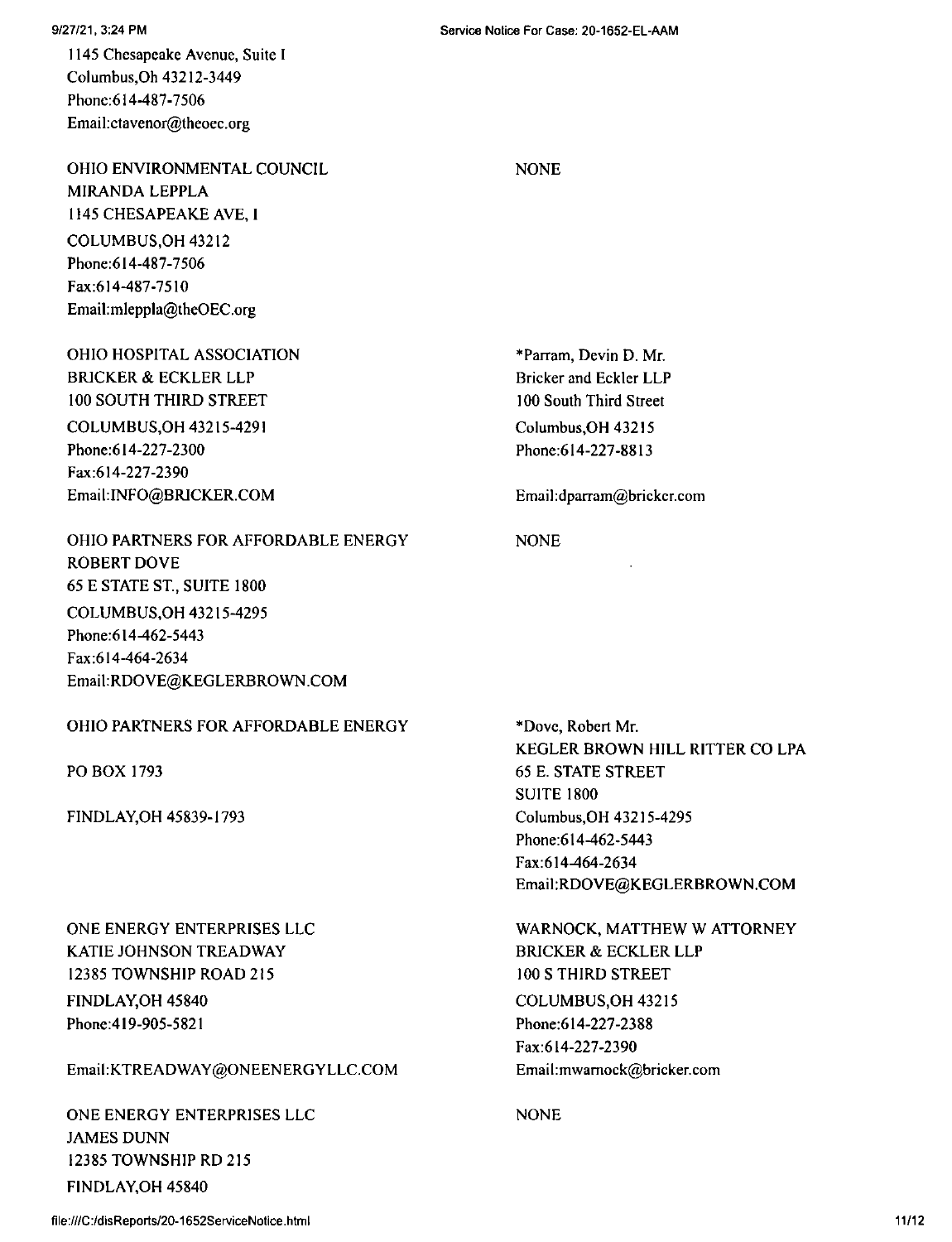1145 Chesapeake Avenue, Suite I
Columbus,Oh 43212-3449
Phone:614-487-7506
Email:ctavenor@theoec.org

| | |
|---|---|
| OHIO ENVIRONMENTAL COUNCIL<br>MIRANDA LEPPLA<br>1145 CHESAPEAKE AVE, I<br>COLUMBUS,OH 43212<br>Phone:614-487-7506<br>Fax:614-487-7510<br>Email:mleppla@theOEC.org | NONE |
| OHIO HOSPITAL ASSOCIATION<br>BRICKER & ECKLER LLP<br>100 SOUTH THIRD STREET<br>COLUMBUS,OH 43215-4291<br>Phone:614-227-2300<br>Fax:614-227-2390<br>Email:INFO@BRICKER.COM | *Parram, Devin D. Mr.<br>Bricker and Eckler LLP<br>100 South Third Street<br>Columbus,OH 43215<br>Phone:614-227-8813<br>Email:dparram@bricker.com |
| OHIO PARTNERS FOR AFFORDABLE ENERGY<br>ROBERT DOVE<br>65 E STATE ST., SUITE 1800<br>COLUMBUS,OH 43215-4295<br>Phone:614-462-5443<br>Fax:614-464-2634<br>Email:RDOVE@KEGLERBROWN.COM | NONE |
| OHIO PARTNERS FOR AFFORDABLE ENERGY<br>PO BOX 1793<br>FINDLAY,OH 45839-1793 | *Dove, Robert Mr.<br>KEGLER BROWN HILL RITTER CO LPA<br>65 E. STATE STREET<br>SUITE 1800<br>Columbus,OH 43215-4295<br>Phone:614-462-5443<br>Fax:614-464-2634<br>Email:RDOVE@KEGLERBROWN.COM |
| ONE ENERGY ENTERPRISES LLC<br>KATIE JOHNSON TREADWAY<br>12385 TOWNSHIP ROAD 215<br>FINDLAY,OH 45840<br>Phone:419-905-5821<br>Email:KTREADWAY@ONEENERGYLLC.COM | WARNOCK, MATTHEW W ATTORNEY<br>BRICKER & ECKLER LLP<br>100 S THIRD STREET<br>COLUMBUS,OH 43215<br>Phone:614-227-2388<br>Fax:614-227-2390<br>Email:mwarnock@bricker.com |
| ONE ENERGY ENTERPRISES LLC<br>JAMES DUNN<br>12385 TOWNSHIP RD 215<br>FINDLAY,OH 45840 | NONE |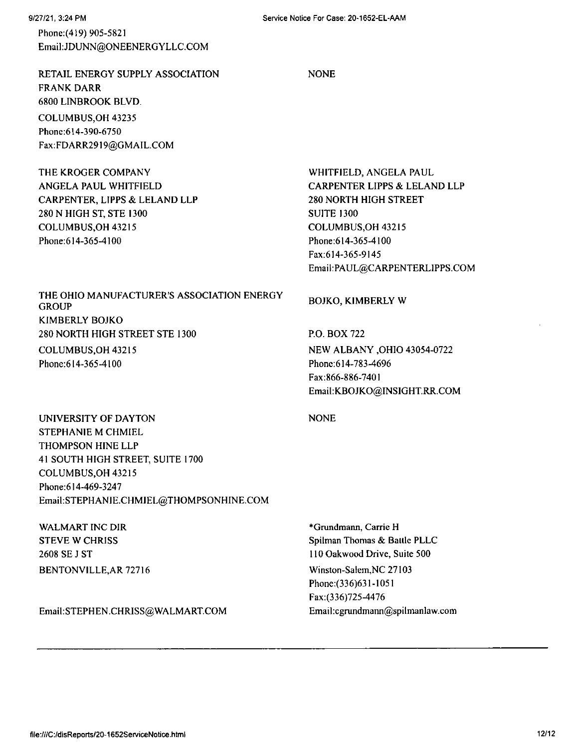Phone:(419) 905-5821
Email:JDUNN@ONEENERGYLLC.COM

| | |
|---|---|
| RETAIL ENERGY SUPPLY ASSOCIATION<br>FRANK DARR<br>6800 LINBROOK BLVD.<br>COLUMBUS,OH 43235<br>Phone:614-390-6750<br>Fax:FDARR2919@GMAIL.COM | NONE |
| THE KROGER COMPANY<br>ANGELA PAUL WHITFIELD<br>CARPENTER, LIPPS & LELAND LLP<br>280 N HIGH ST, STE 1300<br>COLUMBUS,OH 43215<br>Phone:614-365-4100 | WHITFIELD, ANGELA PAUL<br>CARPENTER LIPPS & LELAND LLP<br>280 NORTH HIGH STREET<br>SUITE 1300<br>COLUMBUS,OH 43215<br>Phone:614-365-4100<br>Fax:614-365-9145<br>Email:PAUL@CARPENTERLIPPS.COM |
| THE OHIO MANUFACTURER'S ASSOCIATION ENERGY GROUP<br>KIMBERLY BOJKO<br>280 NORTH HIGH STREET STE 1300<br>COLUMBUS,OH 43215<br>Phone:614-365-4100 | BOJKO, KIMBERLY W<br>P.O. BOX 722<br>NEW ALBANY ,OHIO 43054-0722<br>Phone:614-783-4696<br>Fax:866-886-7401<br>Email:KBOJKO@INSIGHT.RR.COM |
| UNIVERSITY OF DAYTON<br>STEPHANIE M CHMIEL<br>THOMPSON HINE LLP<br>41 SOUTH HIGH STREET, SUITE 1700<br>COLUMBUS,OH 43215<br>Phone:614-469-3247<br>Email:STEPHANIE.CHMIEL@THOMPSONHINE.COM | NONE |
| WALMART INC DIR<br>STEVE W CHRISS<br>2608 SE J ST<br>BENTONVILLE,AR 72716<br>Email:STEPHEN.CHRISS@WALMART.COM | *Grundmann, Carrie H<br>Spilman Thomas & Battle PLLC<br>110 Oakwood Drive, Suite 500<br>Winston-Salem,NC 27103<br>Phone:(336)631-1051<br>Fax:(336)725-4476<br>Email:cgrundmann@spilmanlaw.com |